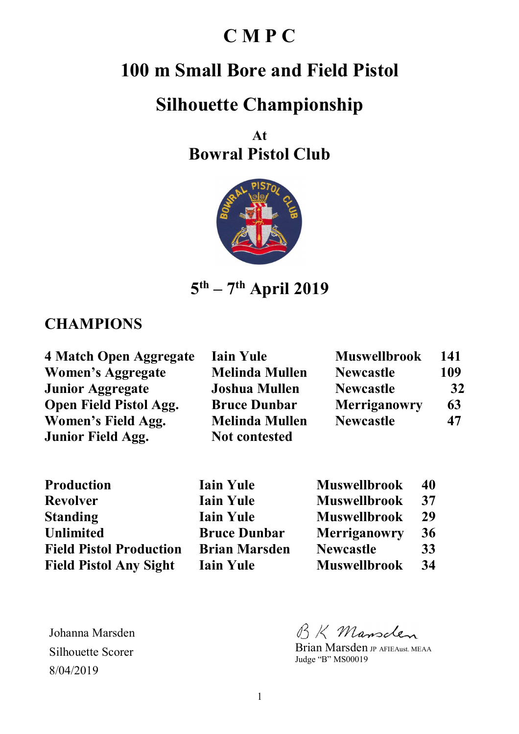# C M P C

# 100 m Small Bore and Field Pistol

# Silhouette Championship

**At**

## Bowral Pistol Club

## 5th – 7th April 2019

## CHAMPIONS

| | | | |
|---|---|---|---|
| **4 Match Open Aggregate** | **Iain Yule** | **Muswellbrook** | **141** |
| **Women's Aggregate** | **Melinda Mullen** | **Newcastle** | **109** |
| **Junior Aggregate** | **Joshua Mullen** | **Newcastle** | **32** |
| **Open Field Pistol Agg.** | **Bruce Dunbar** | **Merriganowry** | **63** |
| **Women's Field Agg.** | **Melinda Mullen** | **Newcastle** | **47** |
| **Junior Field Agg.** | **Not contested** | | |

| | | | |
|---|---|---|---|
| **Production** | **Iain Yule** | **Muswellbrook** | **40** |
| **Revolver** | **Iain Yule** | **Muswellbrook** | **37** |
| **Standing** | **Iain Yule** | **Muswellbrook** | **29** |
| **Unlimited** | **Bruce Dunbar** | **Merriganowry** | **36** |
| **Field Pistol Production** | **Brian Marsden** | **Newcastle** | **33** |
| **Field Pistol Any Sight** | **Iain Yule** | **Muswellbrook** | **34** |

Johanna Marsden
Silhouette Scorer
8/04/2019

B K Marsden
Brian Marsden JP AFIEAust. MEAA
Judge "B" MS00019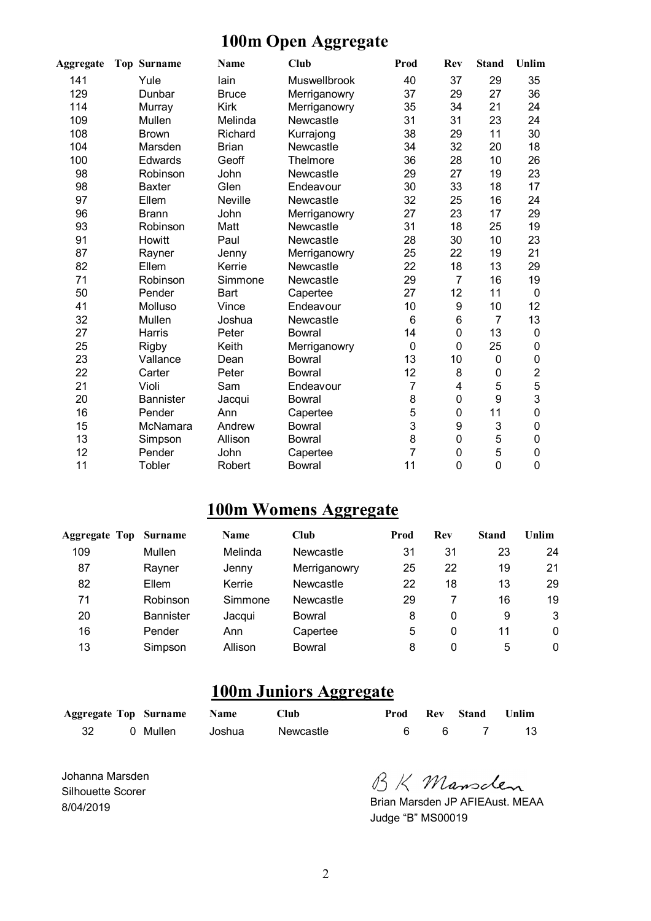# 100m Open Aggregate

| Aggregate | Top | Surname | Name | Club | Prod | Rev | Stand | Unlim |
|---|---|---|---|---|---|---|---|---|
| 141 | | Yule | Iain | Muswellbrook | 40 | 37 | 29 | 35 |
| 129 | | Dunbar | Bruce | Merriganowry | 37 | 29 | 27 | 36 |
| 114 | | Murray | Kirk | Merriganowry | 35 | 34 | 21 | 24 |
| 109 | | Mullen | Melinda | Newcastle | 31 | 31 | 23 | 24 |
| 108 | | Brown | Richard | Kurrajong | 38 | 29 | 11 | 30 |
| 104 | | Marsden | Brian | Newcastle | 34 | 32 | 20 | 18 |
| 100 | | Edwards | Geoff | Thelmore | 36 | 28 | 10 | 26 |
| 98 | | Robinson | John | Newcastle | 29 | 27 | 19 | 23 |
| 98 | | Baxter | Glen | Endeavour | 30 | 33 | 18 | 17 |
| 97 | | Ellem | Neville | Newcastle | 32 | 25 | 16 | 24 |
| 96 | | Brann | John | Merriganowry | 27 | 23 | 17 | 29 |
| 93 | | Robinson | Matt | Newcastle | 31 | 18 | 25 | 19 |
| 91 | | Howitt | Paul | Newcastle | 28 | 30 | 10 | 23 |
| 87 | | Rayner | Jenny | Merriganowry | 25 | 22 | 19 | 21 |
| 82 | | Ellem | Kerrie | Newcastle | 22 | 18 | 13 | 29 |
| 71 | | Robinson | Simmone | Newcastle | 29 | 7 | 16 | 19 |
| 50 | | Pender | Bart | Capertee | 27 | 12 | 11 | 0 |
| 41 | | Molluso | Vince | Endeavour | 10 | 9 | 10 | 12 |
| 32 | | Mullen | Joshua | Newcastle | 6 | 6 | 7 | 13 |
| 27 | | Harris | Peter | Bowral | 14 | 0 | 13 | 0 |
| 25 | | Rigby | Keith | Merriganowry | 0 | 0 | 25 | 0 |
| 23 | | Vallance | Dean | Bowral | 13 | 10 | 0 | 0 |
| 22 | | Carter | Peter | Bowral | 12 | 8 | 0 | 2 |
| 21 | | Violi | Sam | Endeavour | 7 | 4 | 5 | 5 |
| 20 | | Bannister | Jacqui | Bowral | 8 | 0 | 9 | 3 |
| 16 | | Pender | Ann | Capertee | 5 | 0 | 11 | 0 |
| 15 | | McNamara | Andrew | Bowral | 3 | 9 | 3 | 0 |
| 13 | | Simpson | Allison | Bowral | 8 | 0 | 5 | 0 |
| 12 | | Pender | John | Capertee | 7 | 0 | 5 | 0 |
| 11 | | Tobler | Robert | Bowral | 11 | 0 | 0 | 0 |

# 100m Womens Aggregate

| Aggregate | Top | Surname | Name | Club | Prod | Rev | Stand | Unlim |
|---|---|---|---|---|---|---|---|---|
| 109 | | Mullen | Melinda | Newcastle | 31 | 31 | 23 | 24 |
| 87 | | Rayner | Jenny | Merriganowry | 25 | 22 | 19 | 21 |
| 82 | | Ellem | Kerrie | Newcastle | 22 | 18 | 13 | 29 |
| 71 | | Robinson | Simmone | Newcastle | 29 | 7 | 16 | 19 |
| 20 | | Bannister | Jacqui | Bowral | 8 | 0 | 9 | 3 |
| 16 | | Pender | Ann | Capertee | 5 | 0 | 11 | 0 |
| 13 | | Simpson | Allison | Bowral | 8 | 0 | 5 | 0 |

# 100m Juniors Aggregate

| Aggregate | Top | Surname | Name | Club | Prod | Rev | Stand | Unlim |
|---|---|---|---|---|---|---|---|---|
| 32 | 0 | Mullen | Joshua | Newcastle | 6 | 6 | 7 | 13 |

Johanna Marsden
Silhouette Scorer
8/04/2019

B K Marsden
Brian Marsden JP AFIEAust. MEAA
Judge "B" MS00019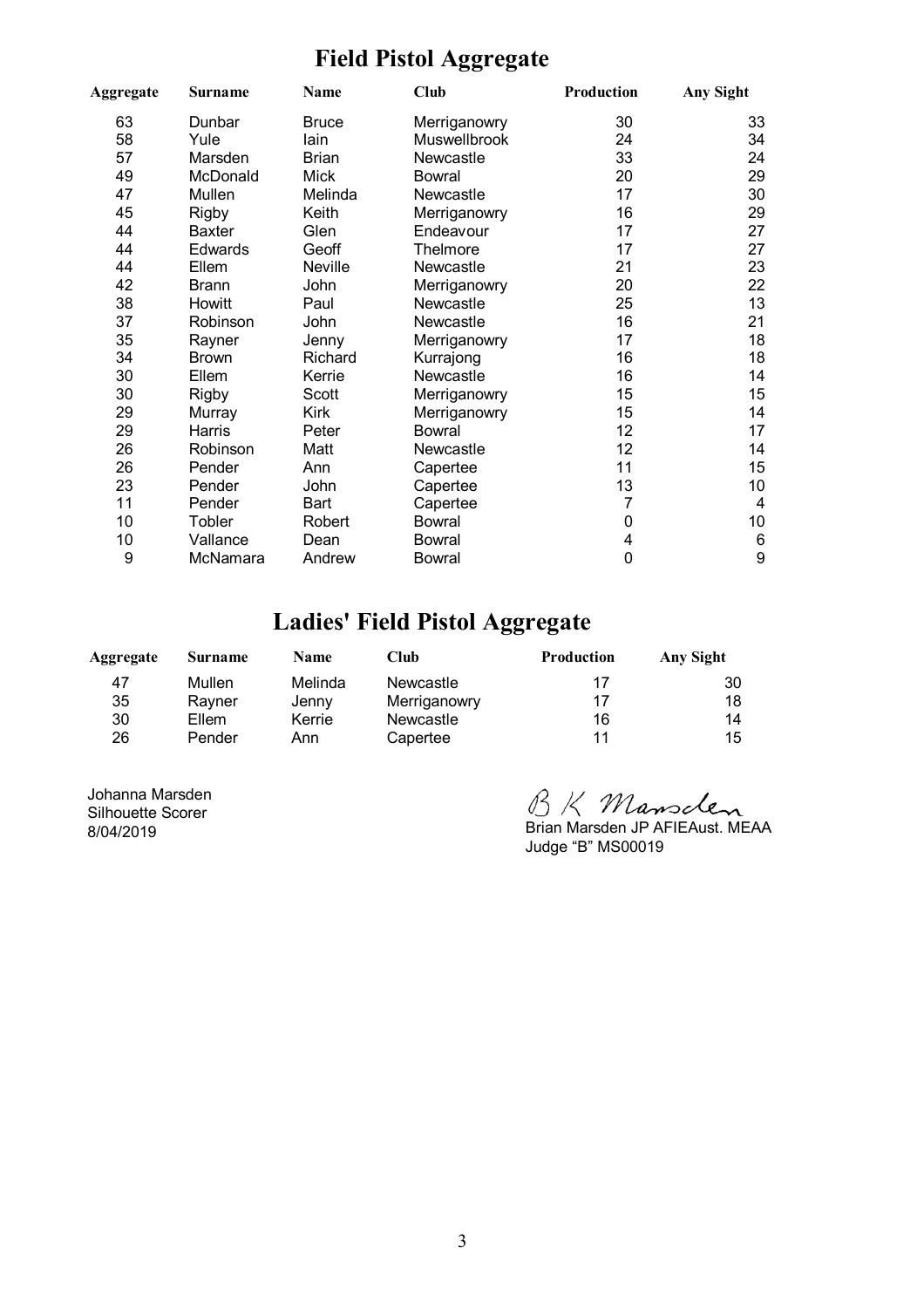# Field Pistol Aggregate

| Aggregate | Surname | Name | Club | Production | Any Sight |
|---|---|---|---|---|---|
| 63 | Dunbar | Bruce | Merriganowry | 30 | 33 |
| 58 | Yule | Iain | Muswellbrook | 24 | 34 |
| 57 | Marsden | Brian | Newcastle | 33 | 24 |
| 49 | McDonald | Mick | Bowral | 20 | 29 |
| 47 | Mullen | Melinda | Newcastle | 17 | 30 |
| 45 | Rigby | Keith | Merriganowry | 16 | 29 |
| 44 | Baxter | Glen | Endeavour | 17 | 27 |
| 44 | Edwards | Geoff | Thelmore | 17 | 27 |
| 44 | Ellem | Neville | Newcastle | 21 | 23 |
| 42 | Brann | John | Merriganowry | 20 | 22 |
| 38 | Howitt | Paul | Newcastle | 25 | 13 |
| 37 | Robinson | John | Newcastle | 16 | 21 |
| 35 | Rayner | Jenny | Merriganowry | 17 | 18 |
| 34 | Brown | Richard | Kurrajong | 16 | 18 |
| 30 | Ellem | Kerrie | Newcastle | 16 | 14 |
| 30 | Rigby | Scott | Merriganowry | 15 | 15 |
| 29 | Murray | Kirk | Merriganowry | 15 | 14 |
| 29 | Harris | Peter | Bowral | 12 | 17 |
| 26 | Robinson | Matt | Newcastle | 12 | 14 |
| 26 | Pender | Ann | Capertee | 11 | 15 |
| 23 | Pender | John | Capertee | 13 | 10 |
| 11 | Pender | Bart | Capertee | 7 | 4 |
| 10 | Tobler | Robert | Bowral | 0 | 10 |
| 10 | Vallance | Dean | Bowral | 4 | 6 |
| 9 | McNamara | Andrew | Bowral | 0 | 9 |

# Ladies' Field Pistol Aggregate

| Aggregate | Surname | Name | Club | Production | Any Sight |
|---|---|---|---|---|---|
| 47 | Mullen | Melinda | Newcastle | 17 | 30 |
| 35 | Rayner | Jenny | Merriganowry | 17 | 18 |
| 30 | Ellem | Kerrie | Newcastle | 16 | 14 |
| 26 | Pender | Ann | Capertee | 11 | 15 |

Johanna Marsden
Silhouette Scorer
8/04/2019

B K Marsden
Brian Marsden JP AFIEAust. MEAA
Judge "B" MS00019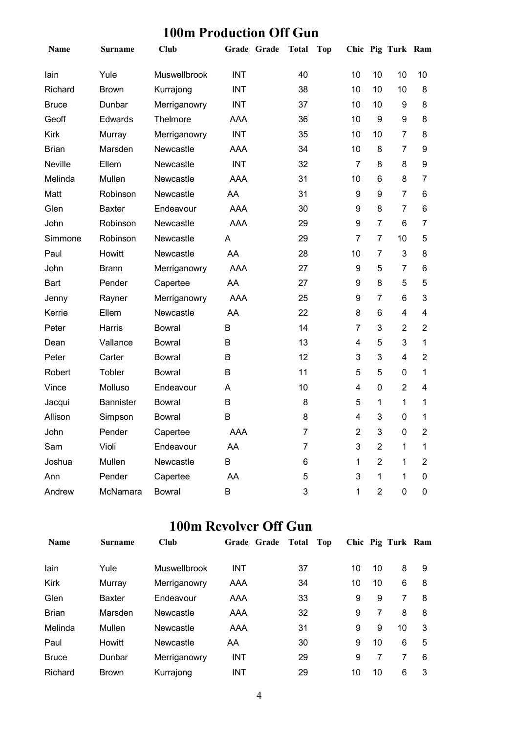## 100m Production Off Gun

| Name | Surname | Club | Grade | Grade | Total | Top | Chic | Pig | Turk | Ram |
|---|---|---|---|---|---|---|---|---|---|---|
| Iain | Yule | Muswellbrook | INT | | 40 | | 10 | 10 | 10 | 10 |
| Richard | Brown | Kurrajong | INT | | 38 | | 10 | 10 | 10 | 8 |
| Bruce | Dunbar | Merriganowry | INT | | 37 | | 10 | 10 | 9 | 8 |
| Geoff | Edwards | Thelmore | AAA | | 36 | | 10 | 9 | 9 | 8 |
| Kirk | Murray | Merriganowry | INT | | 35 | | 10 | 10 | 7 | 8 |
| Brian | Marsden | Newcastle | AAA | | 34 | | 10 | 8 | 7 | 9 |
| Neville | Ellem | Newcastle | INT | | 32 | | 7 | 8 | 8 | 9 |
| Melinda | Mullen | Newcastle | AAA | | 31 | | 10 | 6 | 8 | 7 |
| Matt | Robinson | Newcastle | AA | | 31 | | 9 | 9 | 7 | 6 |
| Glen | Baxter | Endeavour | AAA | | 30 | | 9 | 8 | 7 | 6 |
| John | Robinson | Newcastle | AAA | | 29 | | 9 | 7 | 6 | 7 |
| Simmone | Robinson | Newcastle | A | | 29 | | 7 | 7 | 10 | 5 |
| Paul | Howitt | Newcastle | AA | | 28 | | 10 | 7 | 3 | 8 |
| John | Brann | Merriganowry | AAA | | 27 | | 9 | 5 | 7 | 6 |
| Bart | Pender | Capertee | AA | | 27 | | 9 | 8 | 5 | 5 |
| Jenny | Rayner | Merriganowry | AAA | | 25 | | 9 | 7 | 6 | 3 |
| Kerrie | Ellem | Newcastle | AA | | 22 | | 8 | 6 | 4 | 4 |
| Peter | Harris | Bowral | B | | 14 | | 7 | 3 | 2 | 2 |
| Dean | Vallance | Bowral | B | | 13 | | 4 | 5 | 3 | 1 |
| Peter | Carter | Bowral | B | | 12 | | 3 | 3 | 4 | 2 |
| Robert | Tobler | Bowral | B | | 11 | | 5 | 5 | 0 | 1 |
| Vince | Molluso | Endeavour | A | | 10 | | 4 | 0 | 2 | 4 |
| Jacqui | Bannister | Bowral | B | | 8 | | 5 | 1 | 1 | 1 |
| Allison | Simpson | Bowral | B | | 8 | | 4 | 3 | 0 | 1 |
| John | Pender | Capertee | AAA | | 7 | | 2 | 3 | 0 | 2 |
| Sam | Violi | Endeavour | AA | | 7 | | 3 | 2 | 1 | 1 |
| Joshua | Mullen | Newcastle | B | | 6 | | 1 | 2 | 1 | 2 |
| Ann | Pender | Capertee | AA | | 5 | | 3 | 1 | 1 | 0 |
| Andrew | McNamara | Bowral | B | | 3 | | 1 | 2 | 0 | 0 |

## 100m Revolver Off Gun

| Name | Surname | Club | Grade | Grade | Total | Top | Chic | Pig | Turk | Ram |
|---|---|---|---|---|---|---|---|---|---|---|
| Iain | Yule | Muswellbrook | INT | | 37 | | 10 | 10 | 8 | 9 |
| Kirk | Murray | Merriganowry | AAA | | 34 | | 10 | 10 | 6 | 8 |
| Glen | Baxter | Endeavour | AAA | | 33 | | 9 | 9 | 7 | 8 |
| Brian | Marsden | Newcastle | AAA | | 32 | | 9 | 7 | 8 | 8 |
| Melinda | Mullen | Newcastle | AAA | | 31 | | 9 | 9 | 10 | 3 |
| Paul | Howitt | Newcastle | AA | | 30 | | 9 | 10 | 6 | 5 |
| Bruce | Dunbar | Merriganowry | INT | | 29 | | 9 | 7 | 7 | 6 |
| Richard | Brown | Kurrajong | INT | | 29 | | 10 | 10 | 6 | 3 |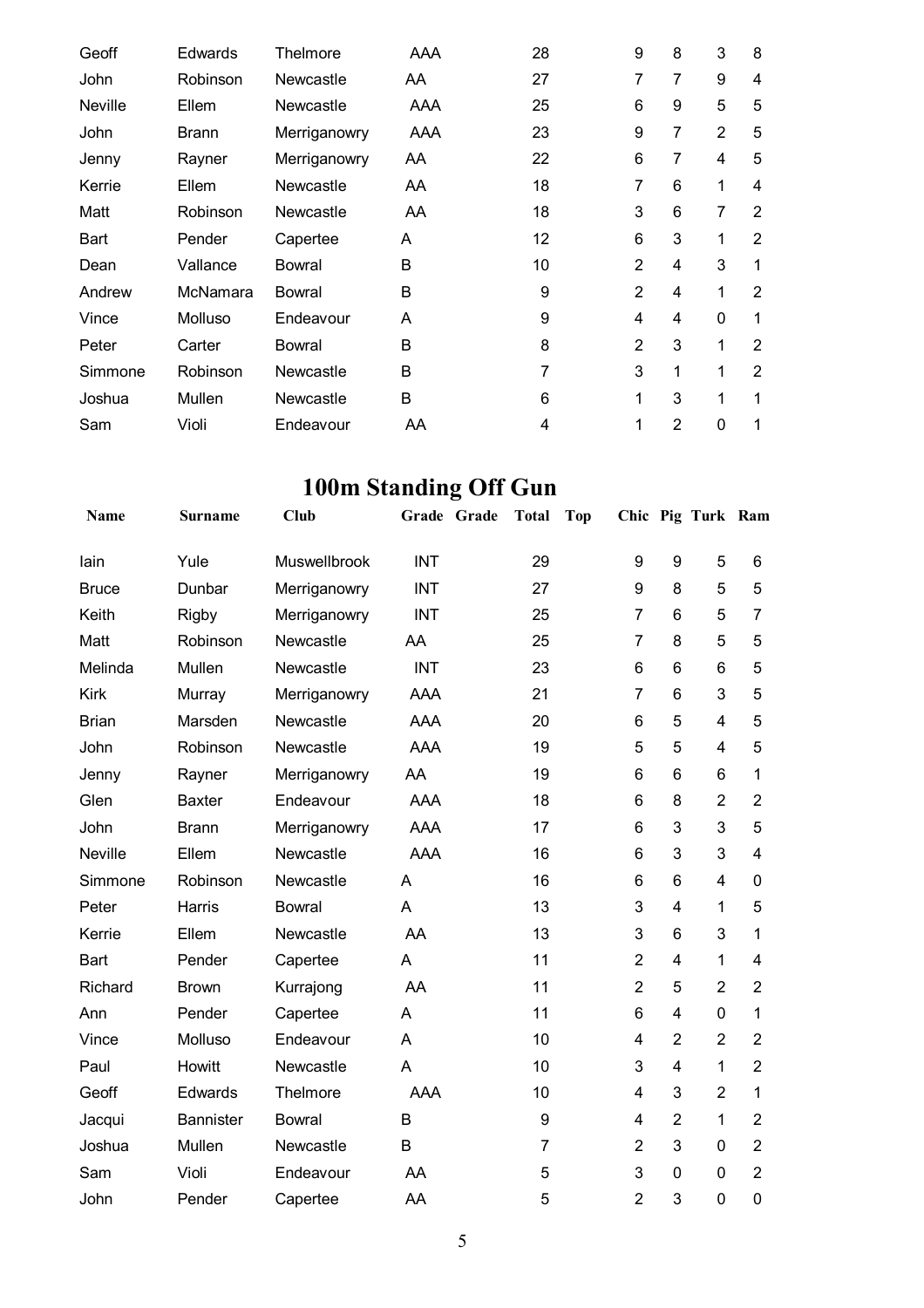| | | | | | | | | | | | |
|---|---|---|---|---|---|---|---|---|---|---|---|
| Geoff | Edwards | Thelmore | AAA | | 28 | | 9 | 8 | 3 | 8 |
| John | Robinson | Newcastle | AA | | 27 | | 7 | 7 | 9 | 4 |
| Neville | Ellem | Newcastle | AAA | | 25 | | 6 | 9 | 5 | 5 |
| John | Brann | Merriganowry | AAA | | 23 | | 9 | 7 | 2 | 5 |
| Jenny | Rayner | Merriganowry | AA | | 22 | | 6 | 7 | 4 | 5 |
| Kerrie | Ellem | Newcastle | AA | | 18 | | 7 | 6 | 1 | 4 |
| Matt | Robinson | Newcastle | AA | | 18 | | 3 | 6 | 7 | 2 |
| Bart | Pender | Capertee | A | | 12 | | 6 | 3 | 1 | 2 |
| Dean | Vallance | Bowral | B | | 10 | | 2 | 4 | 3 | 1 |
| Andrew | McNamara | Bowral | B | | 9 | | 2 | 4 | 1 | 2 |
| Vince | Molluso | Endeavour | A | | 9 | | 4 | 4 | 0 | 1 |
| Peter | Carter | Bowral | B | | 8 | | 2 | 3 | 1 | 2 |
| Simmone | Robinson | Newcastle | B | | 7 | | 3 | 1 | 1 | 2 |
| Joshua | Mullen | Newcastle | B | | 6 | | 1 | 3 | 1 | 1 |
| Sam | Violi | Endeavour | AA | | 4 | | 1 | 2 | 0 | 1 |

## 100m Standing Off Gun

| Name | Surname | Club | Grade | Grade | Total | Top | Chic | Pig | Turk | Ram |
|---|---|---|---|---|---|---|---|---|---|---|
| Iain | Yule | Muswellbrook | INT | | 29 | | 9 | 9 | 5 | 6 |
| Bruce | Dunbar | Merriganowry | INT | | 27 | | 9 | 8 | 5 | 5 |
| Keith | Rigby | Merriganowry | INT | | 25 | | 7 | 6 | 5 | 7 |
| Matt | Robinson | Newcastle | AA | | 25 | | 7 | 8 | 5 | 5 |
| Melinda | Mullen | Newcastle | INT | | 23 | | 6 | 6 | 6 | 5 |
| Kirk | Murray | Merriganowry | AAA | | 21 | | 7 | 6 | 3 | 5 |
| Brian | Marsden | Newcastle | AAA | | 20 | | 6 | 5 | 4 | 5 |
| John | Robinson | Newcastle | AAA | | 19 | | 5 | 5 | 4 | 5 |
| Jenny | Rayner | Merriganowry | AA | | 19 | | 6 | 6 | 6 | 1 |
| Glen | Baxter | Endeavour | AAA | | 18 | | 6 | 8 | 2 | 2 |
| John | Brann | Merriganowry | AAA | | 17 | | 6 | 3 | 3 | 5 |
| Neville | Ellem | Newcastle | AAA | | 16 | | 6 | 3 | 3 | 4 |
| Simmone | Robinson | Newcastle | A | | 16 | | 6 | 6 | 4 | 0 |
| Peter | Harris | Bowral | A | | 13 | | 3 | 4 | 1 | 5 |
| Kerrie | Ellem | Newcastle | AA | | 13 | | 3 | 6 | 3 | 1 |
| Bart | Pender | Capertee | A | | 11 | | 2 | 4 | 1 | 4 |
| Richard | Brown | Kurrajong | AA | | 11 | | 2 | 5 | 2 | 2 |
| Ann | Pender | Capertee | A | | 11 | | 6 | 4 | 0 | 1 |
| Vince | Molluso | Endeavour | A | | 10 | | 4 | 2 | 2 | 2 |
| Paul | Howitt | Newcastle | A | | 10 | | 3 | 4 | 1 | 2 |
| Geoff | Edwards | Thelmore | AAA | | 10 | | 4 | 3 | 2 | 1 |
| Jacqui | Bannister | Bowral | B | | 9 | | 4 | 2 | 1 | 2 |
| Joshua | Mullen | Newcastle | B | | 7 | | 2 | 3 | 0 | 2 |
| Sam | Violi | Endeavour | AA | | 5 | | 3 | 0 | 0 | 2 |
| John | Pender | Capertee | AA | | 5 | | 2 | 3 | 0 | 0 |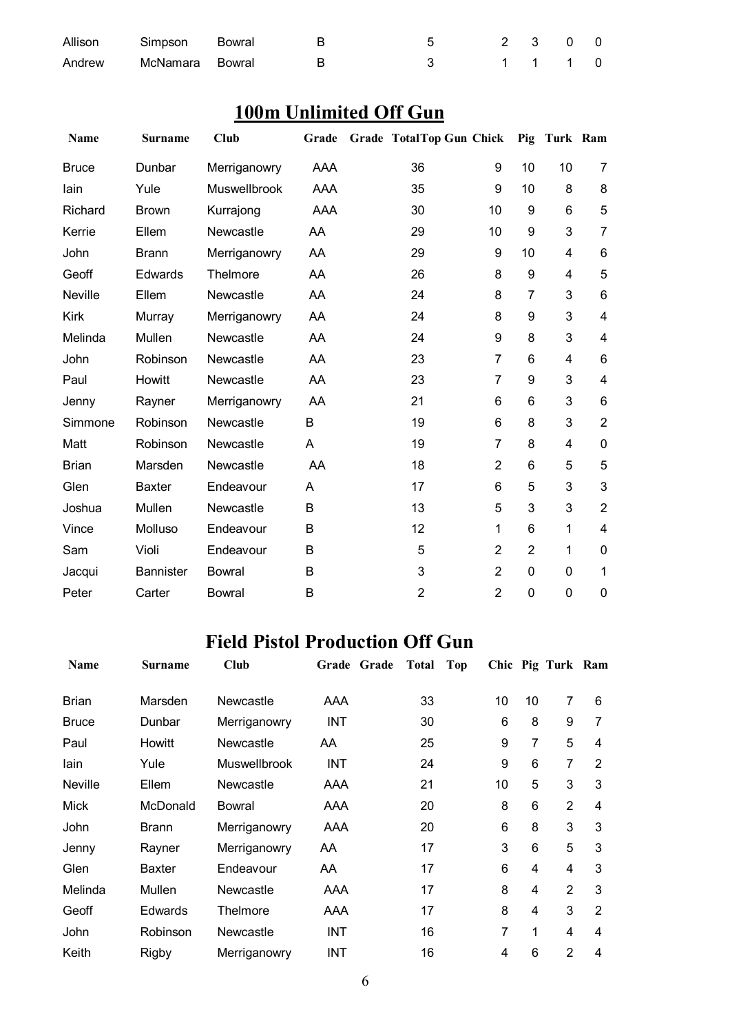| | | | | | | | | |
|---|---|---|---|---|---|---|---|---|
| Allison | Simpson | Bowral | B | 5 | 2 | 3 | 0 | 0 |
| Andrew | McNamara | Bowral | B | 3 | 1 | 1 | 1 | 0 |

## 100m Unlimited Off Gun

| Name | Surname | Club | Grade | Grade | Total | Top Gun | Chick | Pig | Turk | Ram |
|---|---|---|---|---|---|---|---|---|---|---|
| Bruce | Dunbar | Merriganowry | AAA | | 36 | | 9 | 10 | 10 | 7 |
| Iain | Yule | Muswellbrook | AAA | | 35 | | 9 | 10 | 8 | 8 |
| Richard | Brown | Kurrajong | AAA | | 30 | | 10 | 9 | 6 | 5 |
| Kerrie | Ellem | Newcastle | AA | | 29 | | 10 | 9 | 3 | 7 |
| John | Brann | Merriganowry | AA | | 29 | | 9 | 10 | 4 | 6 |
| Geoff | Edwards | Thelmore | AA | | 26 | | 8 | 9 | 4 | 5 |
| Neville | Ellem | Newcastle | AA | | 24 | | 8 | 7 | 3 | 6 |
| Kirk | Murray | Merriganowry | AA | | 24 | | 8 | 9 | 3 | 4 |
| Melinda | Mullen | Newcastle | AA | | 24 | | 9 | 8 | 3 | 4 |
| John | Robinson | Newcastle | AA | | 23 | | 7 | 6 | 4 | 6 |
| Paul | Howitt | Newcastle | AA | | 23 | | 7 | 9 | 3 | 4 |
| Jenny | Rayner | Merriganowry | AA | | 21 | | 6 | 6 | 3 | 6 |
| Simmone | Robinson | Newcastle | B | | 19 | | 6 | 8 | 3 | 2 |
| Matt | Robinson | Newcastle | A | | 19 | | 7 | 8 | 4 | 0 |
| Brian | Marsden | Newcastle | AA | | 18 | | 2 | 6 | 5 | 5 |
| Glen | Baxter | Endeavour | A | | 17 | | 6 | 5 | 3 | 3 |
| Joshua | Mullen | Newcastle | B | | 13 | | 5 | 3 | 3 | 2 |
| Vince | Molluso | Endeavour | B | | 12 | | 1 | 6 | 1 | 4 |
| Sam | Violi | Endeavour | B | | 5 | | 2 | 2 | 1 | 0 |
| Jacqui | Bannister | Bowral | B | | 3 | | 2 | 0 | 0 | 1 |
| Peter | Carter | Bowral | B | | 2 | | 2 | 0 | 0 | 0 |

## Field Pistol Production Off Gun

| Name | Surname | Club | Grade | Grade | Total | Top | Chic | Pig | Turk | Ram |
|---|---|---|---|---|---|---|---|---|---|---|
| Brian | Marsden | Newcastle | AAA | | 33 | | 10 | 10 | 7 | 6 |
| Bruce | Dunbar | Merriganowry | INT | | 30 | | 6 | 8 | 9 | 7 |
| Paul | Howitt | Newcastle | AA | | 25 | | 9 | 7 | 5 | 4 |
| Iain | Yule | Muswellbrook | INT | | 24 | | 9 | 6 | 7 | 2 |
| Neville | Ellem | Newcastle | AAA | | 21 | | 10 | 5 | 3 | 3 |
| Mick | McDonald | Bowral | AAA | | 20 | | 8 | 6 | 2 | 4 |
| John | Brann | Merriganowry | AAA | | 20 | | 6 | 8 | 3 | 3 |
| Jenny | Rayner | Merriganowry | AA | | 17 | | 3 | 6 | 5 | 3 |
| Glen | Baxter | Endeavour | AA | | 17 | | 6 | 4 | 4 | 3 |
| Melinda | Mullen | Newcastle | AAA | | 17 | | 8 | 4 | 2 | 3 |
| Geoff | Edwards | Thelmore | AAA | | 17 | | 8 | 4 | 3 | 2 |
| John | Robinson | Newcastle | INT | | 16 | | 7 | 1 | 4 | 4 |
| Keith | Rigby | Merriganowry | INT | | 16 | | 4 | 6 | 2 | 4 |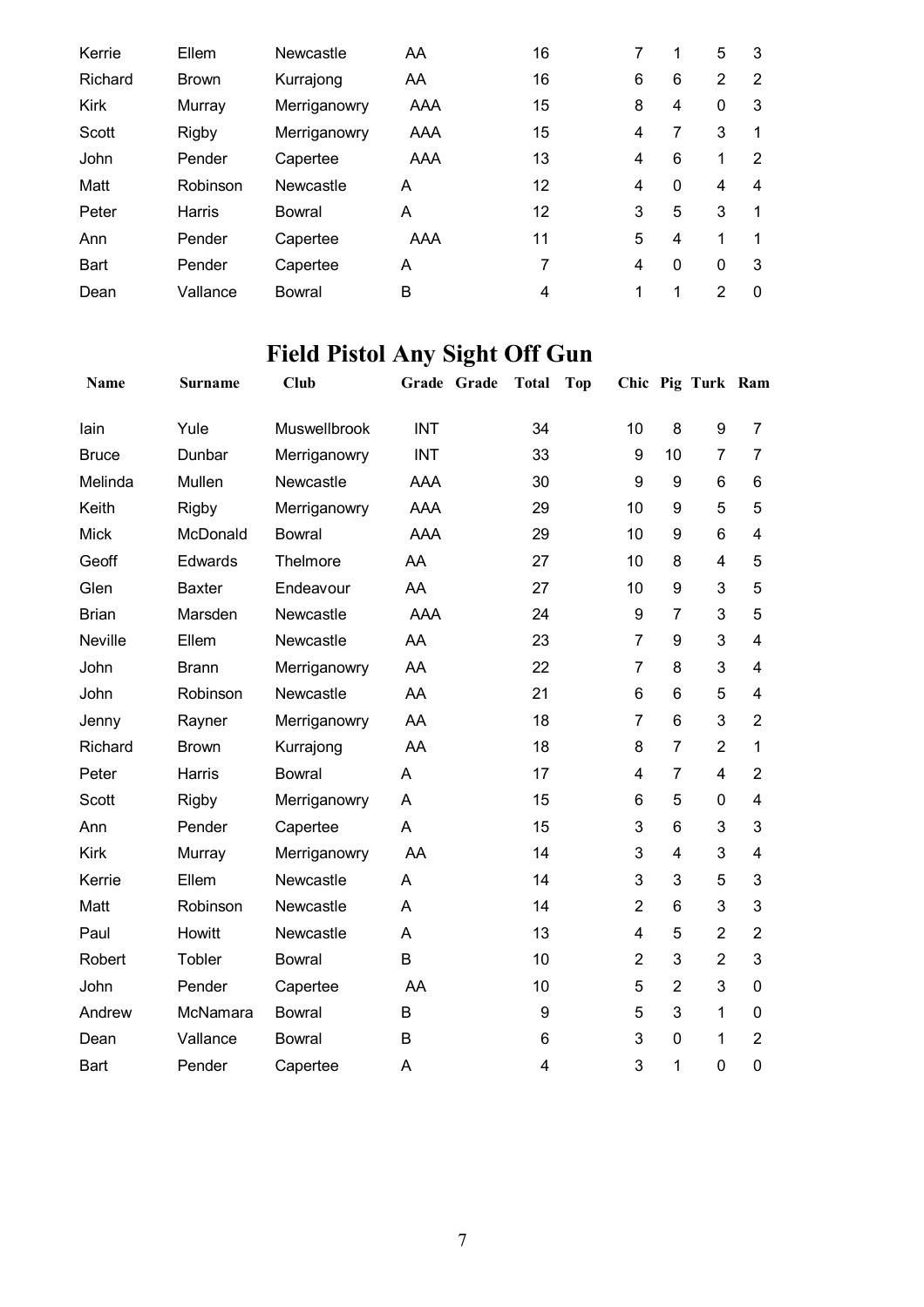| | | | | | | | | | | |
|---|---|---|---|---|---|---|---|---|---|---|
| Kerrie | Ellem | Newcastle | AA | | 16 | | 7 | 1 | 5 | 3 |
| Richard | Brown | Kurrajong | AA | | 16 | | 6 | 6 | 2 | 2 |
| Kirk | Murray | Merriganowry | AAA | | 15 | | 8 | 4 | 0 | 3 |
| Scott | Rigby | Merriganowry | AAA | | 15 | | 4 | 7 | 3 | 1 |
| John | Pender | Capertee | AAA | | 13 | | 4 | 6 | 1 | 2 |
| Matt | Robinson | Newcastle | A | | 12 | | 4 | 0 | 4 | 4 |
| Peter | Harris | Bowral | A | | 12 | | 3 | 5 | 3 | 1 |
| Ann | Pender | Capertee | AAA | | 11 | | 5 | 4 | 1 | 1 |
| Bart | Pender | Capertee | A | | 7 | | 4 | 0 | 0 | 3 |
| Dean | Vallance | Bowral | B | | 4 | | 1 | 1 | 2 | 0 |

# Field Pistol Any Sight Off Gun

| Name | Surname | Club | Grade | Grade | Total | Top | Chic | Pig | Turk | Ram |
|---|---|---|---|---|---|---|---|---|---|---|
| Iain | Yule | Muswellbrook | INT | | 34 | | 10 | 8 | 9 | 7 |
| Bruce | Dunbar | Merriganowry | INT | | 33 | | 9 | 10 | 7 | 7 |
| Melinda | Mullen | Newcastle | AAA | | 30 | | 9 | 9 | 6 | 6 |
| Keith | Rigby | Merriganowry | AAA | | 29 | | 10 | 9 | 5 | 5 |
| Mick | McDonald | Bowral | AAA | | 29 | | 10 | 9 | 6 | 4 |
| Geoff | Edwards | Thelmore | AA | | 27 | | 10 | 8 | 4 | 5 |
| Glen | Baxter | Endeavour | AA | | 27 | | 10 | 9 | 3 | 5 |
| Brian | Marsden | Newcastle | AAA | | 24 | | 9 | 7 | 3 | 5 |
| Neville | Ellem | Newcastle | AA | | 23 | | 7 | 9 | 3 | 4 |
| John | Brann | Merriganowry | AA | | 22 | | 7 | 8 | 3 | 4 |
| John | Robinson | Newcastle | AA | | 21 | | 6 | 6 | 5 | 4 |
| Jenny | Rayner | Merriganowry | AA | | 18 | | 7 | 6 | 3 | 2 |
| Richard | Brown | Kurrajong | AA | | 18 | | 8 | 7 | 2 | 1 |
| Peter | Harris | Bowral | A | | 17 | | 4 | 7 | 4 | 2 |
| Scott | Rigby | Merriganowry | A | | 15 | | 6 | 5 | 0 | 4 |
| Ann | Pender | Capertee | A | | 15 | | 3 | 6 | 3 | 3 |
| Kirk | Murray | Merriganowry | AA | | 14 | | 3 | 4 | 3 | 4 |
| Kerrie | Ellem | Newcastle | A | | 14 | | 3 | 3 | 5 | 3 |
| Matt | Robinson | Newcastle | A | | 14 | | 2 | 6 | 3 | 3 |
| Paul | Howitt | Newcastle | A | | 13 | | 4 | 5 | 2 | 2 |
| Robert | Tobler | Bowral | B | | 10 | | 2 | 3 | 2 | 3 |
| John | Pender | Capertee | AA | | 10 | | 5 | 2 | 3 | 0 |
| Andrew | McNamara | Bowral | B | | 9 | | 5 | 3 | 1 | 0 |
| Dean | Vallance | Bowral | B | | 6 | | 3 | 0 | 1 | 2 |
| Bart | Pender | Capertee | A | | 4 | | 3 | 1 | 0 | 0 |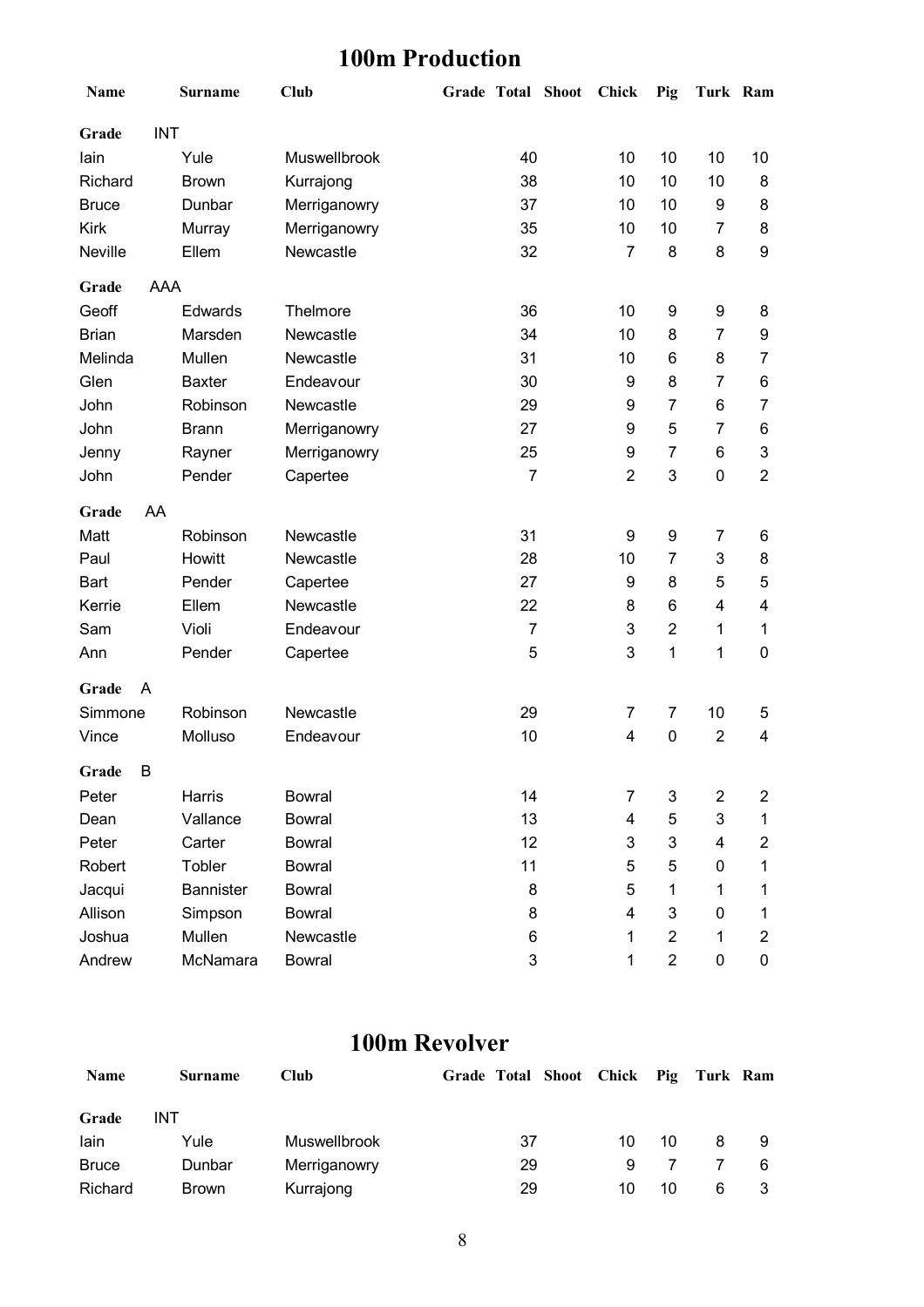## 100m Production

| Name | Surname | Club | Grade | Total | Shoot | Chick | Pig | Turk | Ram |
|---|---|---|---|---|---|---|---|---|---|
| **Grade** INT | | | | | | | | | |
| Iain | Yule | Muswellbrook | | 40 | | 10 | 10 | 10 | 10 |
| Richard | Brown | Kurrajong | | 38 | | 10 | 10 | 10 | 8 |
| Bruce | Dunbar | Merriganowry | | 37 | | 10 | 10 | 9 | 8 |
| Kirk | Murray | Merriganowry | | 35 | | 10 | 10 | 7 | 8 |
| Neville | Ellem | Newcastle | | 32 | | 7 | 8 | 8 | 9 |
| **Grade** AAA | | | | | | | | | |
| Geoff | Edwards | Thelmore | | 36 | | 10 | 9 | 9 | 8 |
| Brian | Marsden | Newcastle | | 34 | | 10 | 8 | 7 | 9 |
| Melinda | Mullen | Newcastle | | 31 | | 10 | 6 | 8 | 7 |
| Glen | Baxter | Endeavour | | 30 | | 9 | 8 | 7 | 6 |
| John | Robinson | Newcastle | | 29 | | 9 | 7 | 6 | 7 |
| John | Brann | Merriganowry | | 27 | | 9 | 5 | 7 | 6 |
| Jenny | Rayner | Merriganowry | | 25 | | 9 | 7 | 6 | 3 |
| John | Pender | Capertee | | 7 | | 2 | 3 | 0 | 2 |
| **Grade** AA | | | | | | | | | |
| Matt | Robinson | Newcastle | | 31 | | 9 | 9 | 7 | 6 |
| Paul | Howitt | Newcastle | | 28 | | 10 | 7 | 3 | 8 |
| Bart | Pender | Capertee | | 27 | | 9 | 8 | 5 | 5 |
| Kerrie | Ellem | Newcastle | | 22 | | 8 | 6 | 4 | 4 |
| Sam | Violi | Endeavour | | 7 | | 3 | 2 | 1 | 1 |
| Ann | Pender | Capertee | | 5 | | 3 | 1 | 1 | 0 |
| **Grade** A | | | | | | | | | |
| Simmone | Robinson | Newcastle | | 29 | | 7 | 7 | 10 | 5 |
| Vince | Molluso | Endeavour | | 10 | | 4 | 0 | 2 | 4 |
| **Grade** B | | | | | | | | | |
| Peter | Harris | Bowral | | 14 | | 7 | 3 | 2 | 2 |
| Dean | Vallance | Bowral | | 13 | | 4 | 5 | 3 | 1 |
| Peter | Carter | Bowral | | 12 | | 3 | 3 | 4 | 2 |
| Robert | Tobler | Bowral | | 11 | | 5 | 5 | 0 | 1 |
| Jacqui | Bannister | Bowral | | 8 | | 5 | 1 | 1 | 1 |
| Allison | Simpson | Bowral | | 8 | | 4 | 3 | 0 | 1 |
| Joshua | Mullen | Newcastle | | 6 | | 1 | 2 | 1 | 2 |
| Andrew | McNamara | Bowral | | 3 | | 1 | 2 | 0 | 0 |

## 100m Revolver

| Name | Surname | Club | Grade | Total | Shoot | Chick | Pig | Turk | Ram |
|---|---|---|---|---|---|---|---|---|---|
| **Grade** INT | | | | | | | | | |
| Iain | Yule | Muswellbrook | | 37 | | 10 | 10 | 8 | 9 |
| Bruce | Dunbar | Merriganowry | | 29 | | 9 | 7 | 7 | 6 |
| Richard | Brown | Kurrajong | | 29 | | 10 | 10 | 6 | 3 |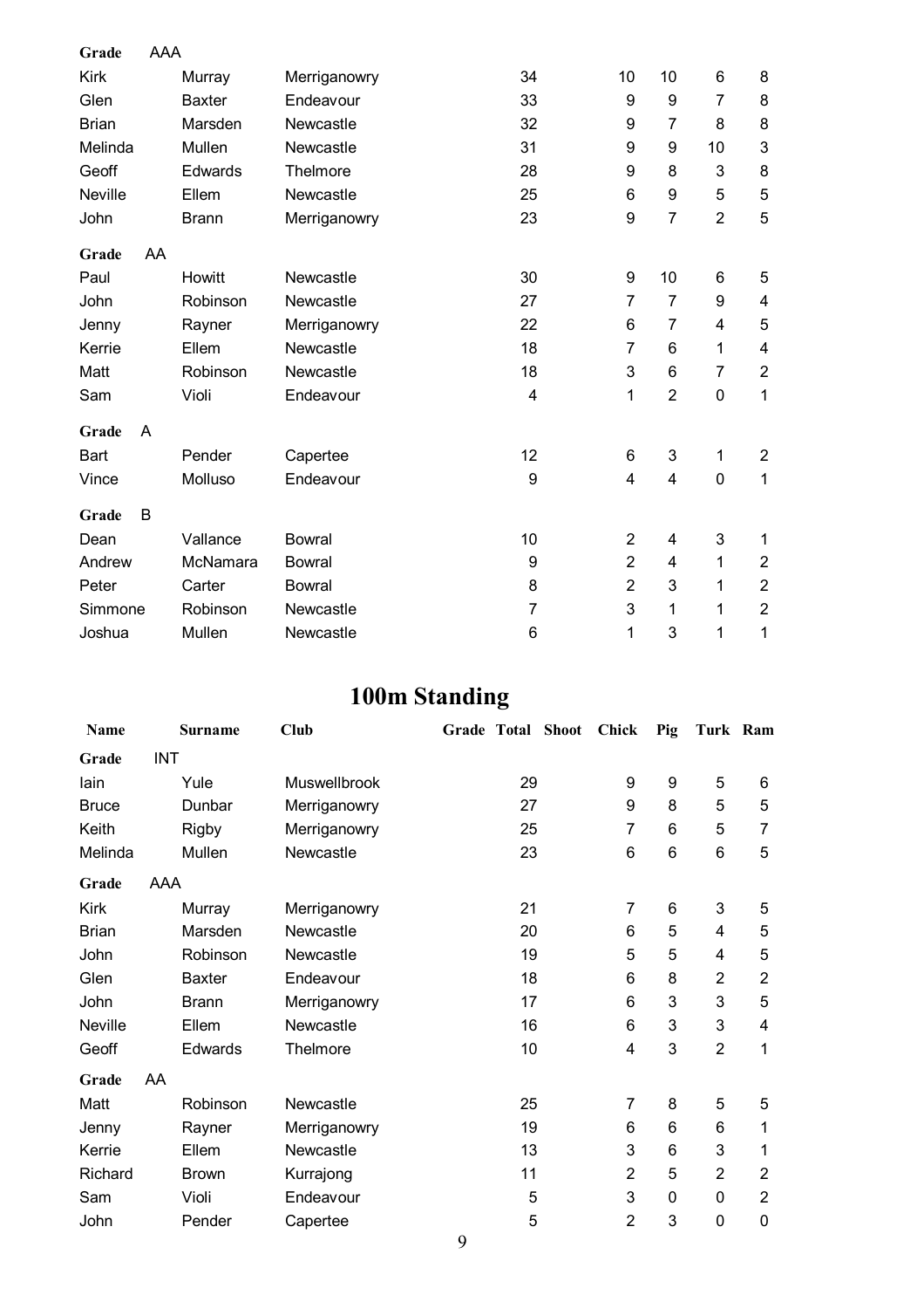| Name | Surname | Club | Grade | Total | Shoot | Chick | Pig | Turk | Ram |
|---|---|---|---|---|---|---|---|---|---|
| **Grade** AAA | | | | | | | | | |
| Kirk | Murray | Merriganowry | | 34 | | 10 | 10 | 6 | 8 |
| Glen | Baxter | Endeavour | | 33 | | 9 | 9 | 7 | 8 |
| Brian | Marsden | Newcastle | | 32 | | 9 | 7 | 8 | 8 |
| Melinda | Mullen | Newcastle | | 31 | | 9 | 9 | 10 | 3 |
| Geoff | Edwards | Thelmore | | 28 | | 9 | 8 | 3 | 8 |
| Neville | Ellem | Newcastle | | 25 | | 6 | 9 | 5 | 5 |
| John | Brann | Merriganowry | | 23 | | 9 | 7 | 2 | 5 |
| **Grade** AA | | | | | | | | | |
| Paul | Howitt | Newcastle | | 30 | | 9 | 10 | 6 | 5 |
| John | Robinson | Newcastle | | 27 | | 7 | 7 | 9 | 4 |
| Jenny | Rayner | Merriganowry | | 22 | | 6 | 7 | 4 | 5 |
| Kerrie | Ellem | Newcastle | | 18 | | 7 | 6 | 1 | 4 |
| Matt | Robinson | Newcastle | | 18 | | 3 | 6 | 7 | 2 |
| Sam | Violi | Endeavour | | 4 | | 1 | 2 | 0 | 1 |
| **Grade** A | | | | | | | | | |
| Bart | Pender | Capertee | | 12 | | 6 | 3 | 1 | 2 |
| Vince | Molluso | Endeavour | | 9 | | 4 | 4 | 0 | 1 |
| **Grade** B | | | | | | | | | |
| Dean | Vallance | Bowral | | 10 | | 2 | 4 | 3 | 1 |
| Andrew | McNamara | Bowral | | 9 | | 2 | 4 | 1 | 2 |
| Peter | Carter | Bowral | | 8 | | 2 | 3 | 1 | 2 |
| Simmone | Robinson | Newcastle | | 7 | | 3 | 1 | 1 | 2 |
| Joshua | Mullen | Newcastle | | 6 | | 1 | 3 | 1 | 1 |

# 100m Standing

| Name | Surname | Club | Grade | Total | Shoot | Chick | Pig | Turk | Ram |
|---|---|---|---|---|---|---|---|---|---|
| **Grade** INT | | | | | | | | | |
| Iain | Yule | Muswellbrook | | 29 | | 9 | 9 | 5 | 6 |
| Bruce | Dunbar | Merriganowry | | 27 | | 9 | 8 | 5 | 5 |
| Keith | Rigby | Merriganowry | | 25 | | 7 | 6 | 5 | 7 |
| Melinda | Mullen | Newcastle | | 23 | | 6 | 6 | 6 | 5 |
| **Grade** AAA | | | | | | | | | |
| Kirk | Murray | Merriganowry | | 21 | | 7 | 6 | 3 | 5 |
| Brian | Marsden | Newcastle | | 20 | | 6 | 5 | 4 | 5 |
| John | Robinson | Newcastle | | 19 | | 5 | 5 | 4 | 5 |
| Glen | Baxter | Endeavour | | 18 | | 6 | 8 | 2 | 2 |
| John | Brann | Merriganowry | | 17 | | 6 | 3 | 3 | 5 |
| Neville | Ellem | Newcastle | | 16 | | 6 | 3 | 3 | 4 |
| Geoff | Edwards | Thelmore | | 10 | | 4 | 3 | 2 | 1 |
| **Grade** AA | | | | | | | | | |
| Matt | Robinson | Newcastle | | 25 | | 7 | 8 | 5 | 5 |
| Jenny | Rayner | Merriganowry | | 19 | | 6 | 6 | 6 | 1 |
| Kerrie | Ellem | Newcastle | | 13 | | 3 | 6 | 3 | 1 |
| Richard | Brown | Kurrajong | | 11 | | 2 | 5 | 2 | 2 |
| Sam | Violi | Endeavour | | 5 | | 3 | 0 | 0 | 2 |
| John | Pender | Capertee | | 5 | | 2 | 3 | 0 | 0 |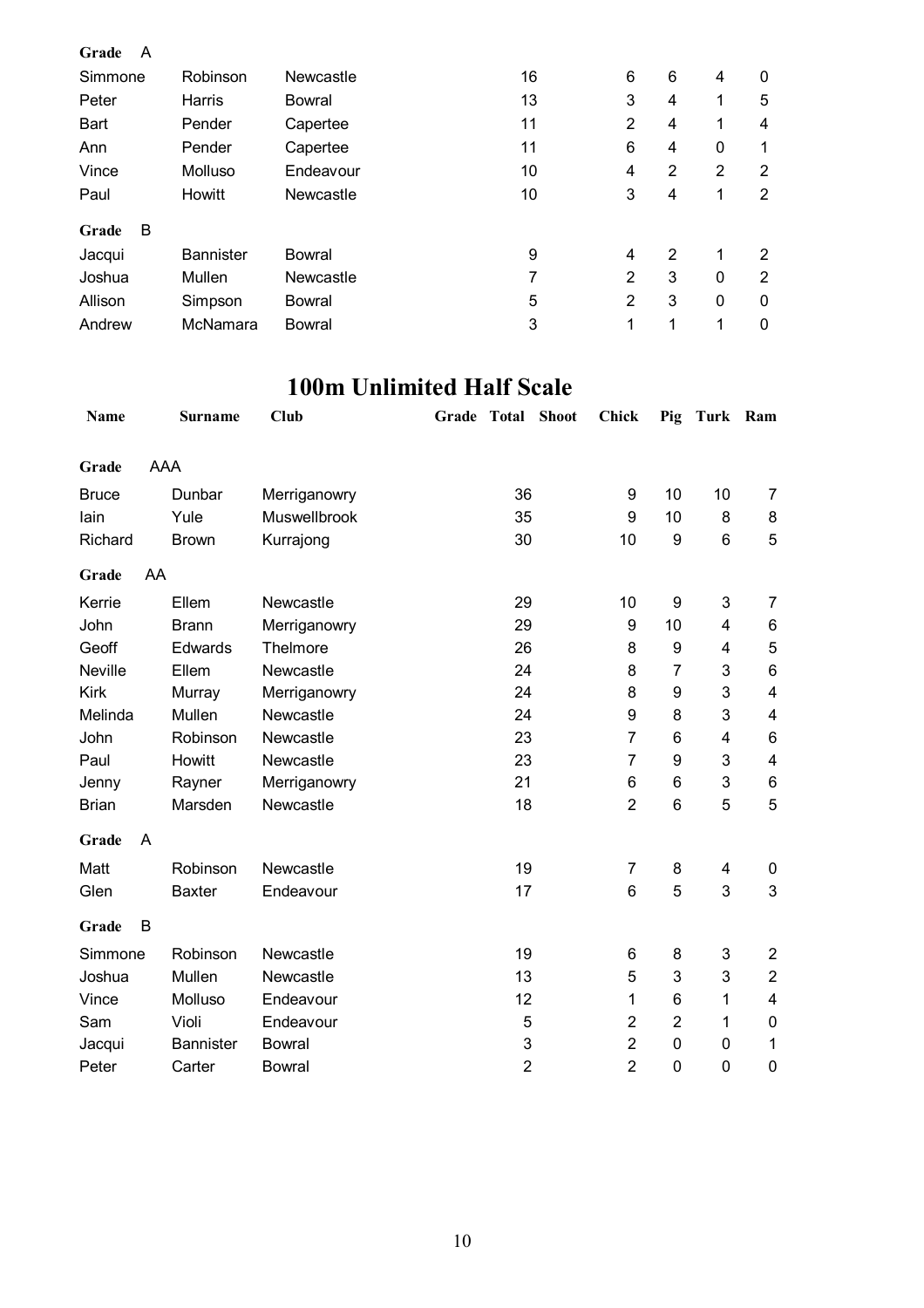| | | | | | | | | | |
|---|---|---|---|---|---|---|---|---|---|
| **Grade** A | | | | | | | | | |
| Simmone | Robinson | Newcastle | | 16 | | 6 | 6 | 4 | 0 |
| Peter | Harris | Bowral | | 13 | | 3 | 4 | 1 | 5 |
| Bart | Pender | Capertee | | 11 | | 2 | 4 | 1 | 4 |
| Ann | Pender | Capertee | | 11 | | 6 | 4 | 0 | 1 |
| Vince | Molluso | Endeavour | | 10 | | 4 | 2 | 2 | 2 |
| Paul | Howitt | Newcastle | | 10 | | 3 | 4 | 1 | 2 |
| **Grade** B | | | | | | | | | |
| Jacqui | Bannister | Bowral | | 9 | | 4 | 2 | 1 | 2 |
| Joshua | Mullen | Newcastle | | 7 | | 2 | 3 | 0 | 2 |
| Allison | Simpson | Bowral | | 5 | | 2 | 3 | 0 | 0 |
| Andrew | McNamara | Bowral | | 3 | | 1 | 1 | 1 | 0 |

# 100m Unlimited Half Scale

| Name | Surname | Club | Grade | Total | Shoot | Chick | Pig | Turk | Ram |
|---|---|---|---|---|---|---|---|---|---|
| **Grade** AAA | | | | | | | | | |
| Bruce | Dunbar | Merriganowry | | 36 | | 9 | 10 | 10 | 7 |
| Iain | Yule | Muswellbrook | | 35 | | 9 | 10 | 8 | 8 |
| Richard | Brown | Kurrajong | | 30 | | 10 | 9 | 6 | 5 |
| **Grade** AA | | | | | | | | | |
| Kerrie | Ellem | Newcastle | | 29 | | 10 | 9 | 3 | 7 |
| John | Brann | Merriganowry | | 29 | | 9 | 10 | 4 | 6 |
| Geoff | Edwards | Thelmore | | 26 | | 8 | 9 | 4 | 5 |
| Neville | Ellem | Newcastle | | 24 | | 8 | 7 | 3 | 6 |
| Kirk | Murray | Merriganowry | | 24 | | 8 | 9 | 3 | 4 |
| Melinda | Mullen | Newcastle | | 24 | | 9 | 8 | 3 | 4 |
| John | Robinson | Newcastle | | 23 | | 7 | 6 | 4 | 6 |
| Paul | Howitt | Newcastle | | 23 | | 7 | 9 | 3 | 4 |
| Jenny | Rayner | Merriganowry | | 21 | | 6 | 6 | 3 | 6 |
| Brian | Marsden | Newcastle | | 18 | | 2 | 6 | 5 | 5 |
| **Grade** A | | | | | | | | | |
| Matt | Robinson | Newcastle | | 19 | | 7 | 8 | 4 | 0 |
| Glen | Baxter | Endeavour | | 17 | | 6 | 5 | 3 | 3 |
| **Grade** B | | | | | | | | | |
| Simmone | Robinson | Newcastle | | 19 | | 6 | 8 | 3 | 2 |
| Joshua | Mullen | Newcastle | | 13 | | 5 | 3 | 3 | 2 |
| Vince | Molluso | Endeavour | | 12 | | 1 | 6 | 1 | 4 |
| Sam | Violi | Endeavour | | 5 | | 2 | 2 | 1 | 0 |
| Jacqui | Bannister | Bowral | | 3 | | 2 | 0 | 0 | 1 |
| Peter | Carter | Bowral | | 2 | | 2 | 0 | 0 | 0 |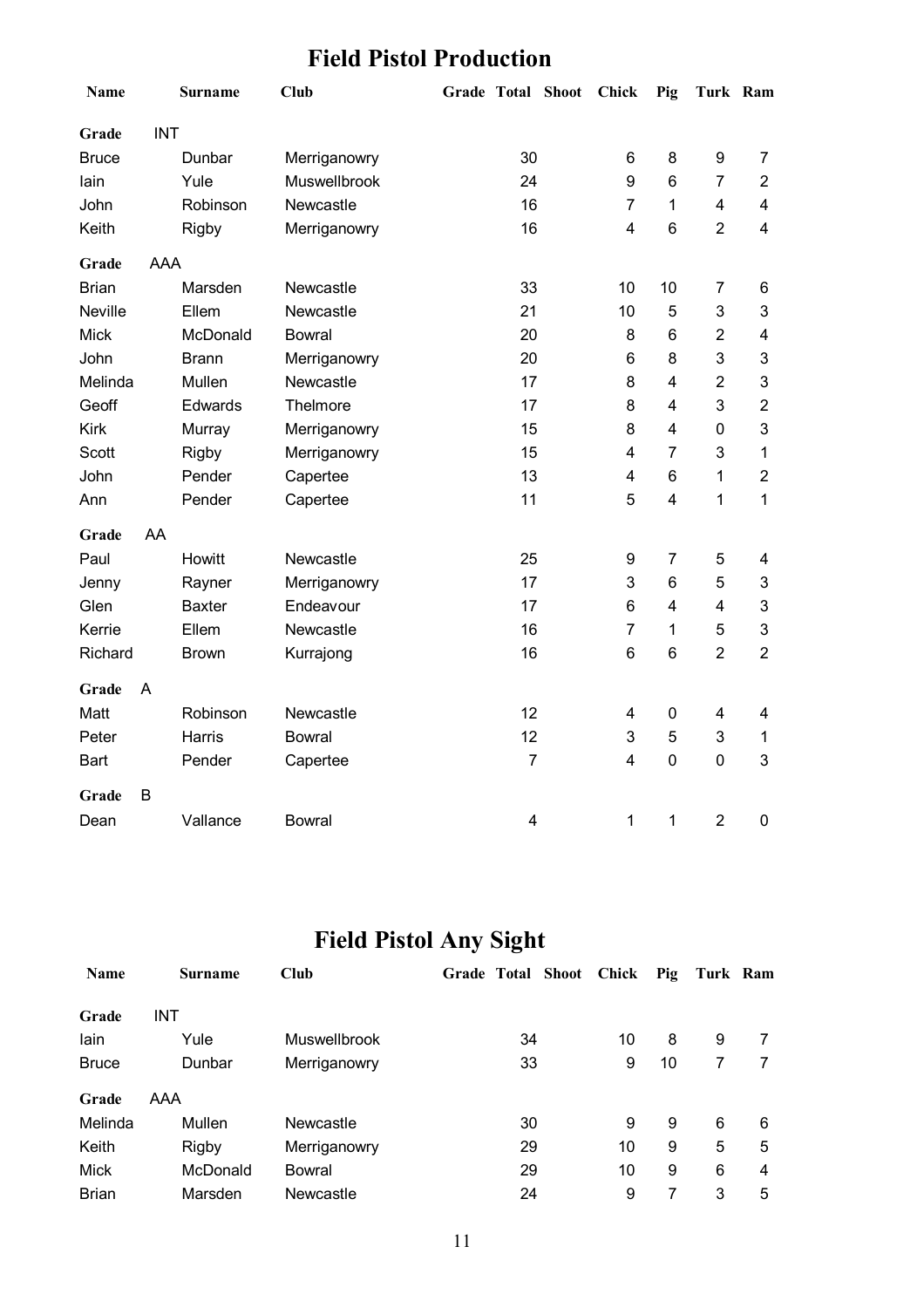# Field Pistol Production

| Name | Surname | Club | Grade | Total | Shoot | Chick | Pig | Turk | Ram |
|---|---|---|---|---|---|---|---|---|---|
| **Grade** | INT | | | | | | | | |
| Bruce | Dunbar | Merriganowry | | 30 | | 6 | 8 | 9 | 7 |
| Iain | Yule | Muswellbrook | | 24 | | 9 | 6 | 7 | 2 |
| John | Robinson | Newcastle | | 16 | | 7 | 1 | 4 | 4 |
| Keith | Rigby | Merriganowry | | 16 | | 4 | 6 | 2 | 4 |
| **Grade** | AAA | | | | | | | | |
| Brian | Marsden | Newcastle | | 33 | | 10 | 10 | 7 | 6 |
| Neville | Ellem | Newcastle | | 21 | | 10 | 5 | 3 | 3 |
| Mick | McDonald | Bowral | | 20 | | 8 | 6 | 2 | 4 |
| John | Brann | Merriganowry | | 20 | | 6 | 8 | 3 | 3 |
| Melinda | Mullen | Newcastle | | 17 | | 8 | 4 | 2 | 3 |
| Geoff | Edwards | Thelmore | | 17 | | 8 | 4 | 3 | 2 |
| Kirk | Murray | Merriganowry | | 15 | | 8 | 4 | 0 | 3 |
| Scott | Rigby | Merriganowry | | 15 | | 4 | 7 | 3 | 1 |
| John | Pender | Capertee | | 13 | | 4 | 6 | 1 | 2 |
| Ann | Pender | Capertee | | 11 | | 5 | 4 | 1 | 1 |
| **Grade** | AA | | | | | | | | |
| Paul | Howitt | Newcastle | | 25 | | 9 | 7 | 5 | 4 |
| Jenny | Rayner | Merriganowry | | 17 | | 3 | 6 | 5 | 3 |
| Glen | Baxter | Endeavour | | 17 | | 6 | 4 | 4 | 3 |
| Kerrie | Ellem | Newcastle | | 16 | | 7 | 1 | 5 | 3 |
| Richard | Brown | Kurrajong | | 16 | | 6 | 6 | 2 | 2 |
| **Grade** | A | | | | | | | | |
| Matt | Robinson | Newcastle | | 12 | | 4 | 0 | 4 | 4 |
| Peter | Harris | Bowral | | 12 | | 3 | 5 | 3 | 1 |
| Bart | Pender | Capertee | | 7 | | 4 | 0 | 0 | 3 |
| **Grade** | B | | | | | | | | |
| Dean | Vallance | Bowral | | 4 | | 1 | 1 | 2 | 0 |

# Field Pistol Any Sight

| Name | Surname | Club | Grade | Total | Shoot | Chick | Pig | Turk | Ram |
|---|---|---|---|---|---|---|---|---|---|
| **Grade** | INT | | | | | | | | |
| Iain | Yule | Muswellbrook | | 34 | | 10 | 8 | 9 | 7 |
| Bruce | Dunbar | Merriganowry | | 33 | | 9 | 10 | 7 | 7 |
| **Grade** | AAA | | | | | | | | |
| Melinda | Mullen | Newcastle | | 30 | | 9 | 9 | 6 | 6 |
| Keith | Rigby | Merriganowry | | 29 | | 10 | 9 | 5 | 5 |
| Mick | McDonald | Bowral | | 29 | | 10 | 9 | 6 | 4 |
| Brian | Marsden | Newcastle | | 24 | | 9 | 7 | 3 | 5 |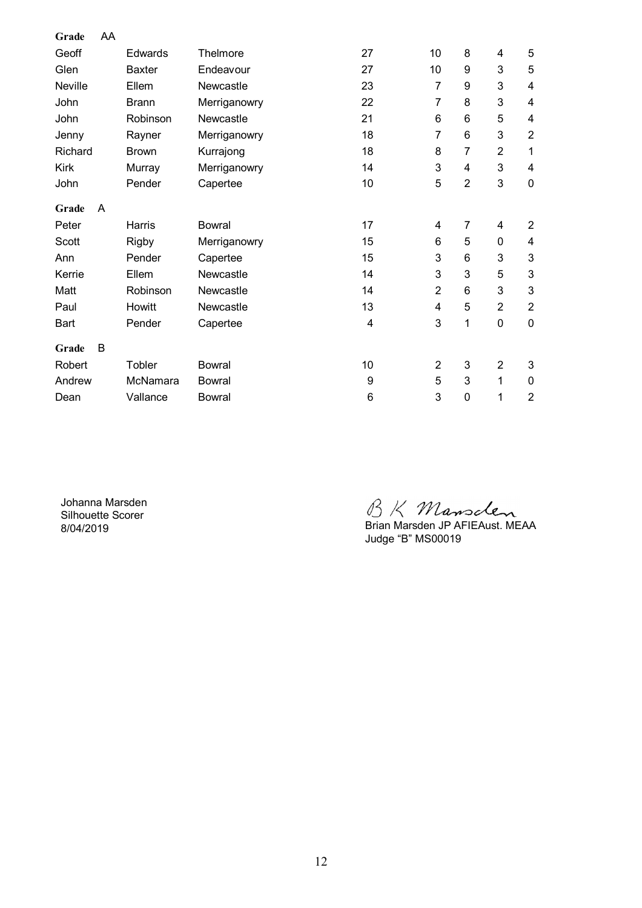| | | | | | | | |
|---|---|---|---|---|---|---|---|
| **Grade** AA | | | | | | | |
| Geoff | Edwards | Thelmore | 27 | 10 | 8 | 4 | 5 |
| Glen | Baxter | Endeavour | 27 | 10 | 9 | 3 | 5 |
| Neville | Ellem | Newcastle | 23 | 7 | 9 | 3 | 4 |
| John | Brann | Merriganowry | 22 | 7 | 8 | 3 | 4 |
| John | Robinson | Newcastle | 21 | 6 | 6 | 5 | 4 |
| Jenny | Rayner | Merriganowry | 18 | 7 | 6 | 3 | 2 |
| Richard | Brown | Kurrajong | 18 | 8 | 7 | 2 | 1 |
| Kirk | Murray | Merriganowry | 14 | 3 | 4 | 3 | 4 |
| John | Pender | Capertee | 10 | 5 | 2 | 3 | 0 |
| **Grade** A | | | | | | | |
| Peter | Harris | Bowral | 17 | 4 | 7 | 4 | 2 |
| Scott | Rigby | Merriganowry | 15 | 6 | 5 | 0 | 4 |
| Ann | Pender | Capertee | 15 | 3 | 6 | 3 | 3 |
| Kerrie | Ellem | Newcastle | 14 | 3 | 3 | 5 | 3 |
| Matt | Robinson | Newcastle | 14 | 2 | 6 | 3 | 3 |
| Paul | Howitt | Newcastle | 13 | 4 | 5 | 2 | 2 |
| Bart | Pender | Capertee | 4 | 3 | 1 | 0 | 0 |
| **Grade** B | | | | | | | |
| Robert | Tobler | Bowral | 10 | 2 | 3 | 2 | 3 |
| Andrew | McNamara | Bowral | 9 | 5 | 3 | 1 | 0 |
| Dean | Vallance | Bowral | 6 | 3 | 0 | 1 | 2 |

Johanna Marsden
Silhouette Scorer
8/04/2019

B K Marsden
Brian Marsden JP AFIEAust. MEAA
Judge "B" MS00019